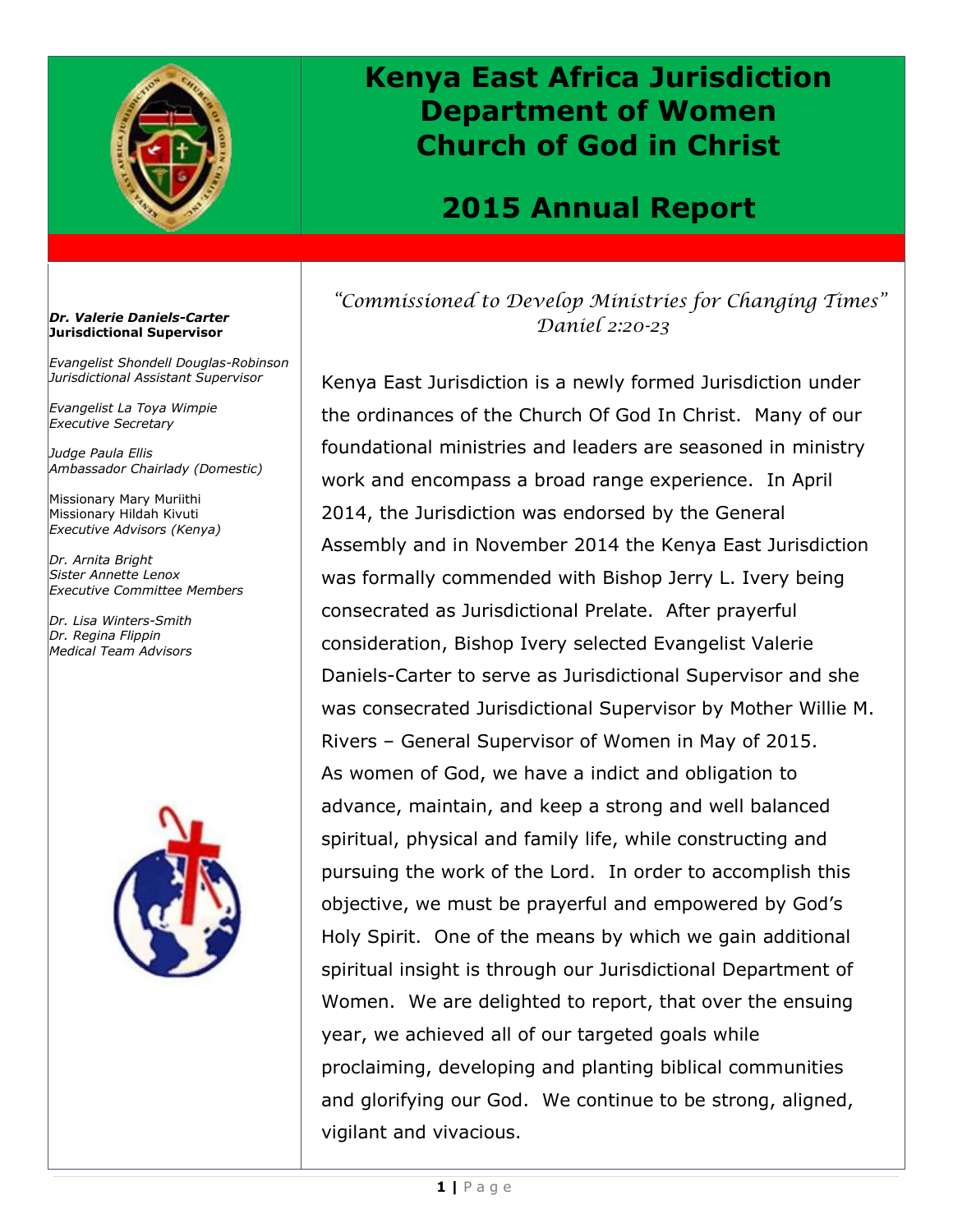# Kenya East Africa Jurisdiction Department of Women Church of God in Christ

## 2015 Annual Report

***Dr. Valerie Daniels-Carter***
**Jurisdictional Supervisor**

*Evangelist Shondell Douglas-Robinson*
*Jurisdictional Assistant Supervisor*

*Evangelist La Toya Wimpie*
*Executive Secretary*

*Judge Paula Ellis*
*Ambassador Chairlady (Domestic)*

Missionary Mary Muriithi
Missionary Hildah Kivuti
*Executive Advisors (Kenya)*

*Dr. Arnita Bright*
*Sister Annette Lenox*
*Executive Committee Members*

*Dr. Lisa Winters-Smith*
*Dr. Regina Flippin*
*Medical Team Advisors*

*"Commissioned to Develop Ministries for Changing Times"*
*Daniel 2:20-23*

Kenya East Jurisdiction is a newly formed Jurisdiction under the ordinances of the Church Of God In Christ. Many of our foundational ministries and leaders are seasoned in ministry work and encompass a broad range experience. In April 2014, the Jurisdiction was endorsed by the General Assembly and in November 2014 the Kenya East Jurisdiction was formally commended with Bishop Jerry L. Ivery being consecrated as Jurisdictional Prelate. After prayerful consideration, Bishop Ivery selected Evangelist Valerie Daniels-Carter to serve as Jurisdictional Supervisor and she was consecrated Jurisdictional Supervisor by Mother Willie M. Rivers – General Supervisor of Women in May of 2015. As women of God, we have a indict and obligation to advance, maintain, and keep a strong and well balanced spiritual, physical and family life, while constructing and pursuing the work of the Lord. In order to accomplish this objective, we must be prayerful and empowered by God's Holy Spirit. One of the means by which we gain additional spiritual insight is through our Jurisdictional Department of Women. We are delighted to report, that over the ensuing year, we achieved all of our targeted goals while proclaiming, developing and planting biblical communities and glorifying our God. We continue to be strong, aligned, vigilant and vivacious.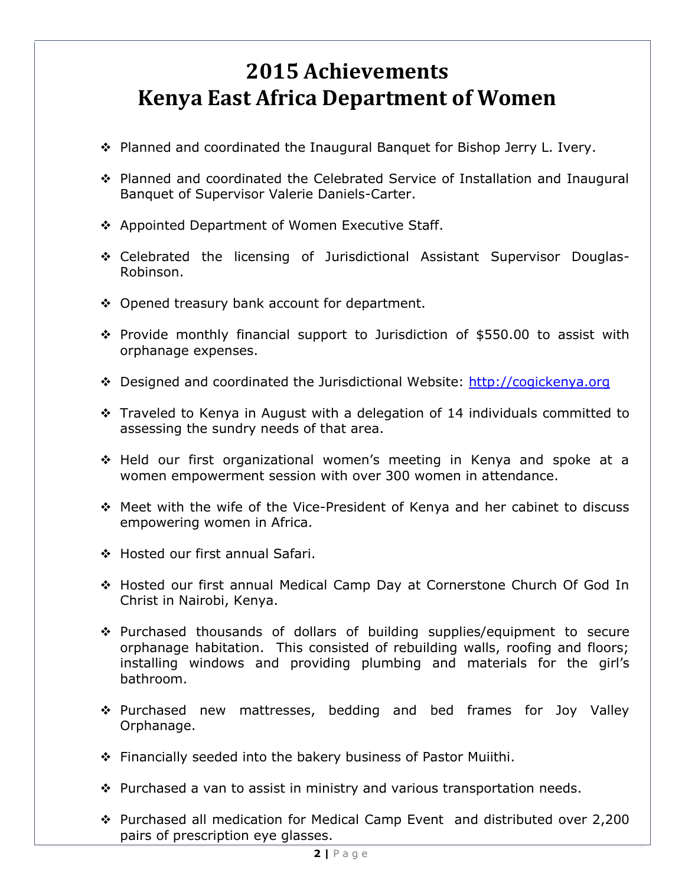# 2015 Achievements
# Kenya East Africa Department of Women

- Planned and coordinated the Inaugural Banquet for Bishop Jerry L. Ivery.
- Planned and coordinated the Celebrated Service of Installation and Inaugural Banquet of Supervisor Valerie Daniels-Carter.
- Appointed Department of Women Executive Staff.
- Celebrated the licensing of Jurisdictional Assistant Supervisor Douglas-Robinson.
- Opened treasury bank account for department.
- Provide monthly financial support to Jurisdiction of $550.00 to assist with orphanage expenses.
- Designed and coordinated the Jurisdictional Website: [http://cogickenya.org](http://cogickenya.org)
- Traveled to Kenya in August with a delegation of 14 individuals committed to assessing the sundry needs of that area.
- Held our first organizational women's meeting in Kenya and spoke at a women empowerment session with over 300 women in attendance.
- Meet with the wife of the Vice-President of Kenya and her cabinet to discuss empowering women in Africa.
- Hosted our first annual Safari.
- Hosted our first annual Medical Camp Day at Cornerstone Church Of God In Christ in Nairobi, Kenya.
- Purchased thousands of dollars of building supplies/equipment to secure orphanage habitation. This consisted of rebuilding walls, roofing and floors; installing windows and providing plumbing and materials for the girl's bathroom.
- Purchased new mattresses, bedding and bed frames for Joy Valley Orphanage.
- Financially seeded into the bakery business of Pastor Muiithi.
- Purchased a van to assist in ministry and various transportation needs.
- Purchased all medication for Medical Camp Event and distributed over 2,200 pairs of prescription eye glasses.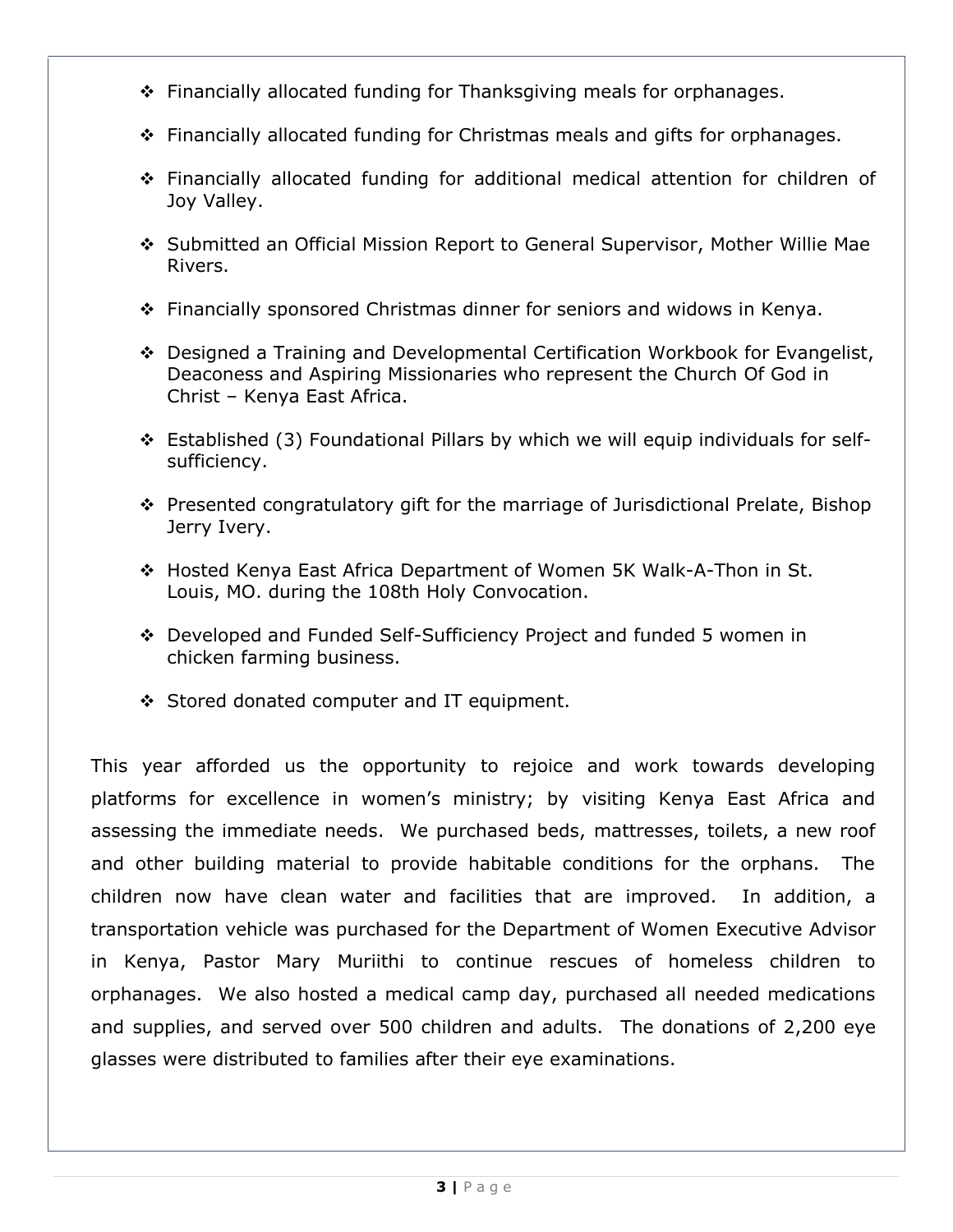- ❖ Financially allocated funding for Thanksgiving meals for orphanages.
- ❖ Financially allocated funding for Christmas meals and gifts for orphanages.
- ❖ Financially allocated funding for additional medical attention for children of Joy Valley.
- ❖ Submitted an Official Mission Report to General Supervisor, Mother Willie Mae Rivers.
- ❖ Financially sponsored Christmas dinner for seniors and widows in Kenya.
- ❖ Designed a Training and Developmental Certification Workbook for Evangelist, Deaconess and Aspiring Missionaries who represent the Church Of God in Christ – Kenya East Africa.
- ❖ Established (3) Foundational Pillars by which we will equip individuals for self-sufficiency.
- ❖ Presented congratulatory gift for the marriage of Jurisdictional Prelate, Bishop Jerry Ivery.
- ❖ Hosted Kenya East Africa Department of Women 5K Walk-A-Thon in St. Louis, MO. during the 108th Holy Convocation.
- ❖ Developed and Funded Self-Sufficiency Project and funded 5 women in chicken farming business.
- ❖ Stored donated computer and IT equipment.

This year afforded us the opportunity to rejoice and work towards developing platforms for excellence in women's ministry; by visiting Kenya East Africa and assessing the immediate needs. We purchased beds, mattresses, toilets, a new roof and other building material to provide habitable conditions for the orphans. The children now have clean water and facilities that are improved. In addition, a transportation vehicle was purchased for the Department of Women Executive Advisor in Kenya, Pastor Mary Muriithi to continue rescues of homeless children to orphanages. We also hosted a medical camp day, purchased all needed medications and supplies, and served over 500 children and adults. The donations of 2,200 eye glasses were distributed to families after their eye examinations.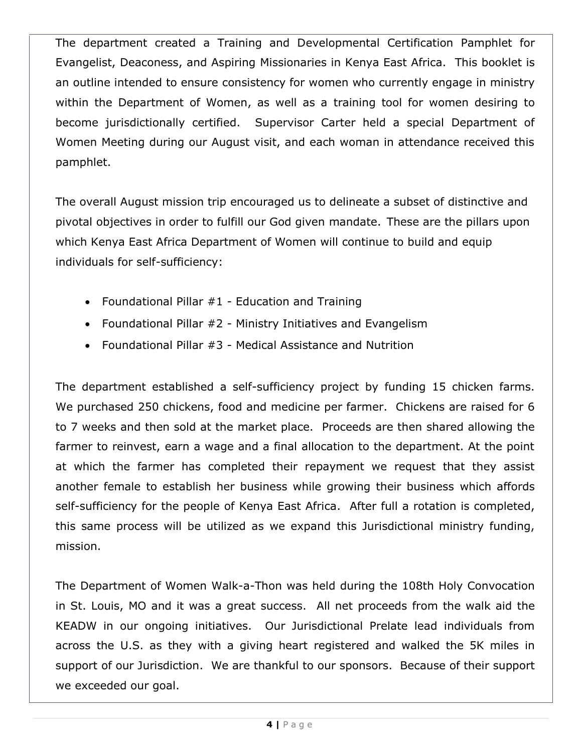The department created a Training and Developmental Certification Pamphlet for Evangelist, Deaconess, and Aspiring Missionaries in Kenya East Africa. This booklet is an outline intended to ensure consistency for women who currently engage in ministry within the Department of Women, as well as a training tool for women desiring to become jurisdictionally certified. Supervisor Carter held a special Department of Women Meeting during our August visit, and each woman in attendance received this pamphlet.

The overall August mission trip encouraged us to delineate a subset of distinctive and pivotal objectives in order to fulfill our God given mandate. These are the pillars upon which Kenya East Africa Department of Women will continue to build and equip individuals for self-sufficiency:

- Foundational Pillar #1 - Education and Training
- Foundational Pillar #2 - Ministry Initiatives and Evangelism
- Foundational Pillar #3 - Medical Assistance and Nutrition

The department established a self-sufficiency project by funding 15 chicken farms. We purchased 250 chickens, food and medicine per farmer. Chickens are raised for 6 to 7 weeks and then sold at the market place. Proceeds are then shared allowing the farmer to reinvest, earn a wage and a final allocation to the department. At the point at which the farmer has completed their repayment we request that they assist another female to establish her business while growing their business which affords self-sufficiency for the people of Kenya East Africa. After full a rotation is completed, this same process will be utilized as we expand this Jurisdictional ministry funding, mission.

The Department of Women Walk-a-Thon was held during the 108th Holy Convocation in St. Louis, MO and it was a great success. All net proceeds from the walk aid the KEADW in our ongoing initiatives. Our Jurisdictional Prelate lead individuals from across the U.S. as they with a giving heart registered and walked the 5K miles in support of our Jurisdiction. We are thankful to our sponsors. Because of their support we exceeded our goal.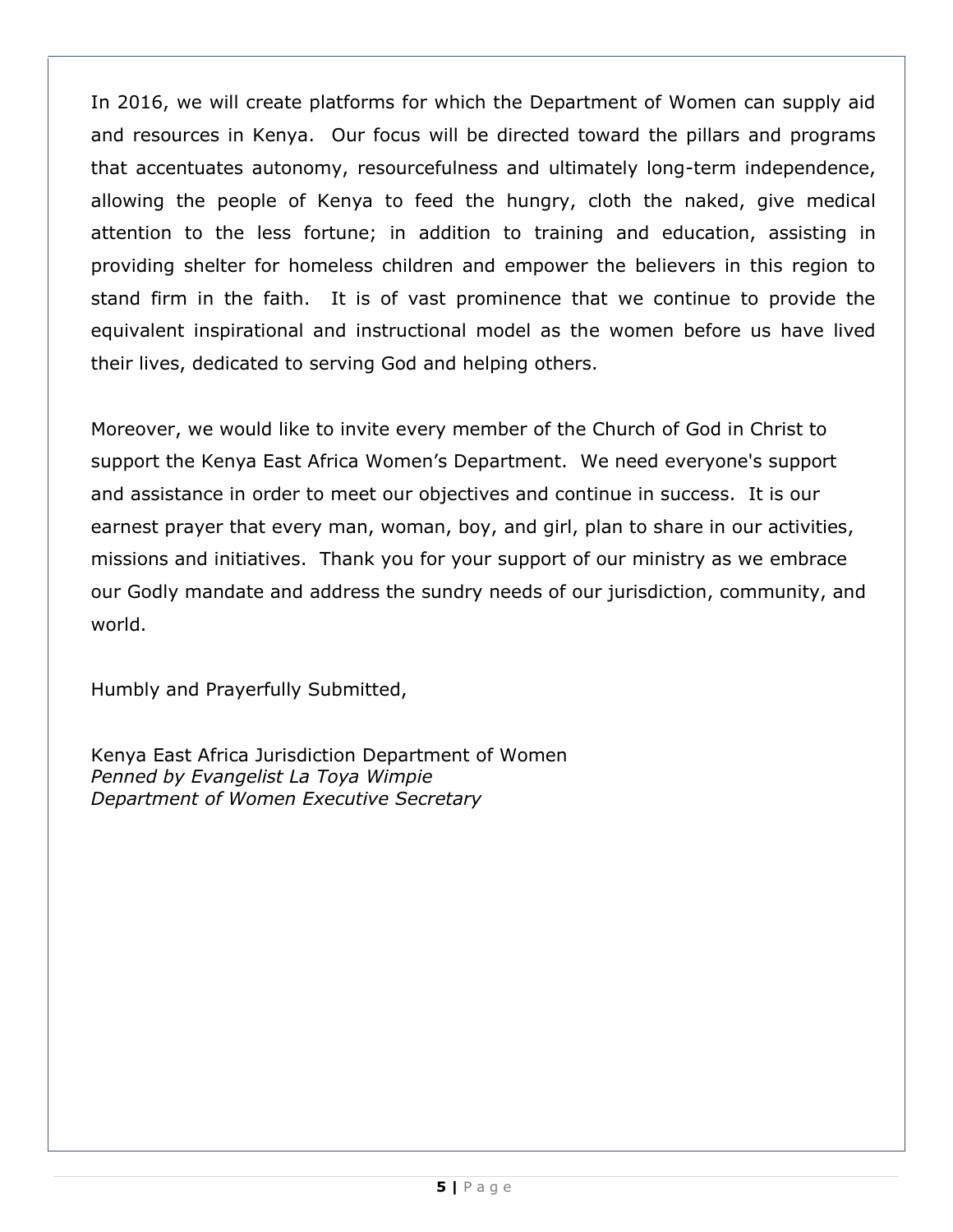In 2016, we will create platforms for which the Department of Women can supply aid and resources in Kenya. Our focus will be directed toward the pillars and programs that accentuates autonomy, resourcefulness and ultimately long-term independence, allowing the people of Kenya to feed the hungry, cloth the naked, give medical attention to the less fortune; in addition to training and education, assisting in providing shelter for homeless children and empower the believers in this region to stand firm in the faith. It is of vast prominence that we continue to provide the equivalent inspirational and instructional model as the women before us have lived their lives, dedicated to serving God and helping others.

Moreover, we would like to invite every member of the Church of God in Christ to support the Kenya East Africa Women's Department. We need everyone's support and assistance in order to meet our objectives and continue in success. It is our earnest prayer that every man, woman, boy, and girl, plan to share in our activities, missions and initiatives. Thank you for your support of our ministry as we embrace our Godly mandate and address the sundry needs of our jurisdiction, community, and world.

Humbly and Prayerfully Submitted,

Kenya East Africa Jurisdiction Department of Women
*Penned by Evangelist La Toya Wimpie*
*Department of Women Executive Secretary*